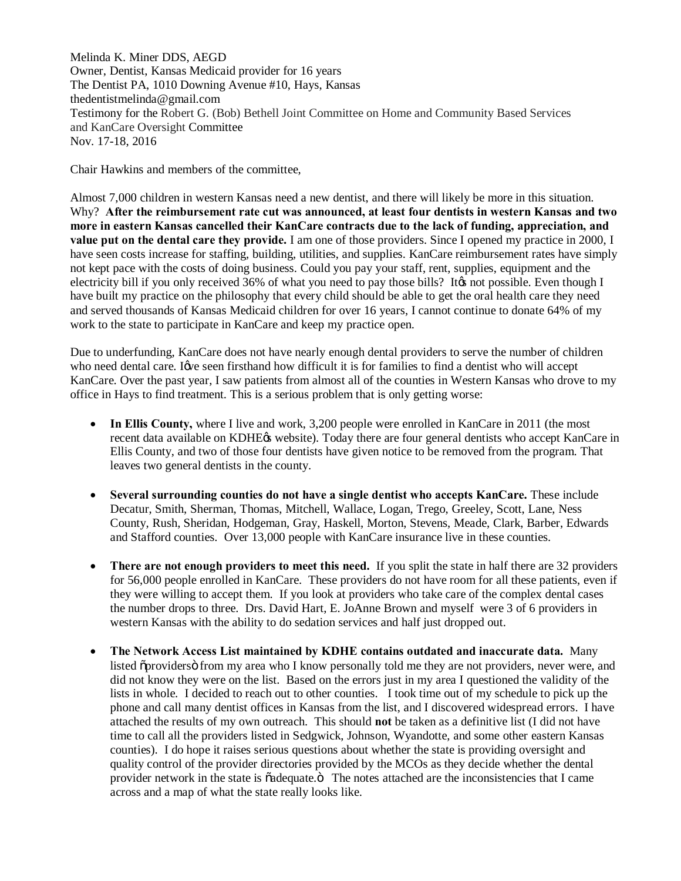Melinda K. Miner DDS, AEGD
Owner, Dentist, Kansas Medicaid provider for 16 years
The Dentist PA, 1010 Downing Avenue #10, Hays, Kansas
thedentistmelinda@gmail.com
Testimony for the Robert G. (Bob) Bethell Joint Committee on Home and Community Based Services and KanCare Oversight Committee
Nov. 17-18, 2016

Chair Hawkins and members of the committee,

Almost 7,000 children in western Kansas need a new dentist, and there will likely be more in this situation. Why? **After the reimbursement rate cut was announced, at least four dentists in western Kansas and two more in eastern Kansas cancelled their KanCare contracts due to the lack of funding, appreciation, and value put on the dental care they provide.** I am one of those providers. Since I opened my practice in 2000, I have seen costs increase for staffing, building, utilities, and supplies. KanCare reimbursement rates have simply not kept pace with the costs of doing business. Could you pay your staff, rent, supplies, equipment and the electricity bill if you only received 36% of what you need to pay those bills? It's not possible. Even though I have built my practice on the philosophy that every child should be able to get the oral health care they need and served thousands of Kansas Medicaid children for over 16 years, I cannot continue to donate 64% of my work to the state to participate in KanCare and keep my practice open.

Due to underfunding, KanCare does not have nearly enough dental providers to serve the number of children who need dental care. I've seen firsthand how difficult it is for families to find a dentist who will accept KanCare. Over the past year, I saw patients from almost all of the counties in Western Kansas who drove to my office in Hays to find treatment. This is a serious problem that is only getting worse:

- **In Ellis County,** where I live and work, 3,200 people were enrolled in KanCare in 2011 (the most recent data available on KDHE's website). Today there are four general dentists who accept KanCare in Ellis County, and two of those four dentists have given notice to be removed from the program. That leaves two general dentists in the county.
- **Several surrounding counties do not have a single dentist who accepts KanCare.** These include Decatur, Smith, Sherman, Thomas, Mitchell, Wallace, Logan, Trego, Greeley, Scott, Lane, Ness County, Rush, Sheridan, Hodgeman, Gray, Haskell, Morton, Stevens, Meade, Clark, Barber, Edwards and Stafford counties. Over 13,000 people with KanCare insurance live in these counties.
- **There are not enough providers to meet this need.** If you split the state in half there are 32 providers for 56,000 people enrolled in KanCare. These providers do not have room for all these patients, even if they were willing to accept them. If you look at providers who take care of the complex dental cases the number drops to three. Drs. David Hart, E. JoAnne Brown and myself were 3 of 6 providers in western Kansas with the ability to do sedation services and half just dropped out.
- **The Network Access List maintained by KDHE contains outdated and inaccurate data.** Many listed "providers" from my area who I know personally told me they are not providers, never were, and did not know they were on the list. Based on the errors just in my area I questioned the validity of the lists in whole. I decided to reach out to other counties. I took time out of my schedule to pick up the phone and call many dentist offices in Kansas from the list, and I discovered widespread errors. I have attached the results of my own outreach. This should **not** be taken as a definitive list (I did not have time to call all the providers listed in Sedgwick, Johnson, Wyandotte, and some other eastern Kansas counties). I do hope it raises serious questions about whether the state is providing oversight and quality control of the provider directories provided by the MCOs as they decide whether the dental provider network in the state is "adequate." The notes attached are the inconsistencies that I came across and a map of what the state really looks like.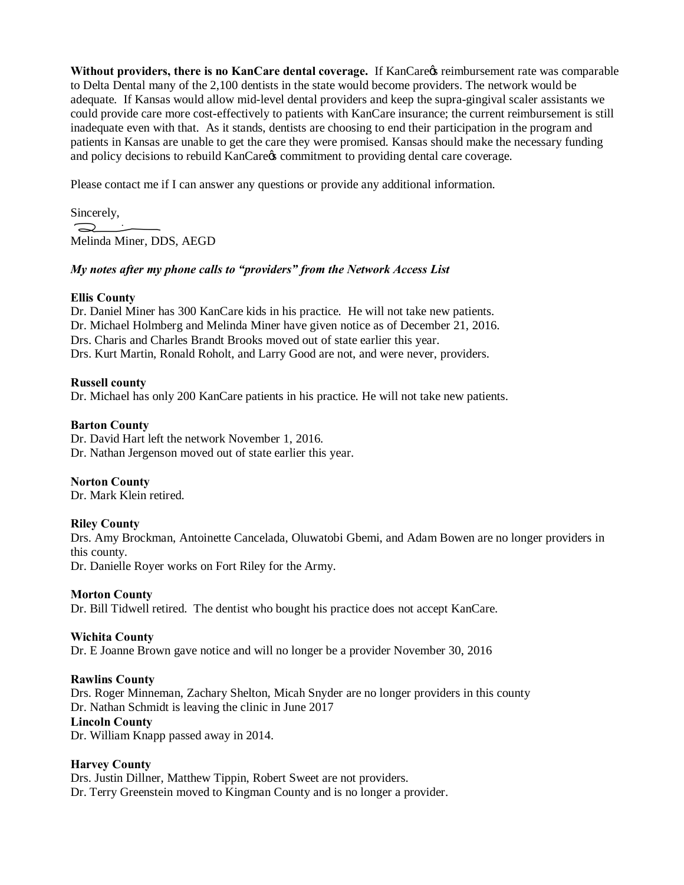**Without providers, there is no KanCare dental coverage.** If KanCare's reimbursement rate was comparable to Delta Dental many of the 2,100 dentists in the state would become providers. The network would be adequate. If Kansas would allow mid-level dental providers and keep the supra-gingival scaler assistants we could provide care more cost-effectively to patients with KanCare insurance; the current reimbursement is still inadequate even with that. As it stands, dentists are choosing to end their participation in the program and patients in Kansas are unable to get the care they were promised. Kansas should make the necessary funding and policy decisions to rebuild KanCare's commitment to providing dental care coverage.

Please contact me if I can answer any questions or provide any additional information.

Sincerely,

Melinda Miner, DDS, AEGD

***My notes after my phone calls to "providers" from the Network Access List***

**Ellis County**

Dr. Daniel Miner has 300 KanCare kids in his practice. He will not take new patients.
Dr. Michael Holmberg and Melinda Miner have given notice as of December 21, 2016.
Drs. Charis and Charles Brandt Brooks moved out of state earlier this year.
Drs. Kurt Martin, Ronald Roholt, and Larry Good are not, and were never, providers.

**Russell county**

Dr. Michael has only 200 KanCare patients in his practice. He will not take new patients.

**Barton County**

Dr. David Hart left the network November 1, 2016.
Dr. Nathan Jergenson moved out of state earlier this year.

**Norton County**

Dr. Mark Klein retired.

**Riley County**

Drs. Amy Brockman, Antoinette Cancelada, Oluwatobi Gbemi, and Adam Bowen are no longer providers in this county.
Dr. Danielle Royer works on Fort Riley for the Army.

**Morton County**

Dr. Bill Tidwell retired. The dentist who bought his practice does not accept KanCare.

**Wichita County**

Dr. E Joanne Brown gave notice and will no longer be a provider November 30, 2016

**Rawlins County**

Drs. Roger Minneman, Zachary Shelton, Micah Snyder are no longer providers in this county
Dr. Nathan Schmidt is leaving the clinic in June 2017

**Lincoln County**

Dr. William Knapp passed away in 2014.

**Harvey County**

Drs. Justin Dillner, Matthew Tippin, Robert Sweet are not providers.
Dr. Terry Greenstein moved to Kingman County and is no longer a provider.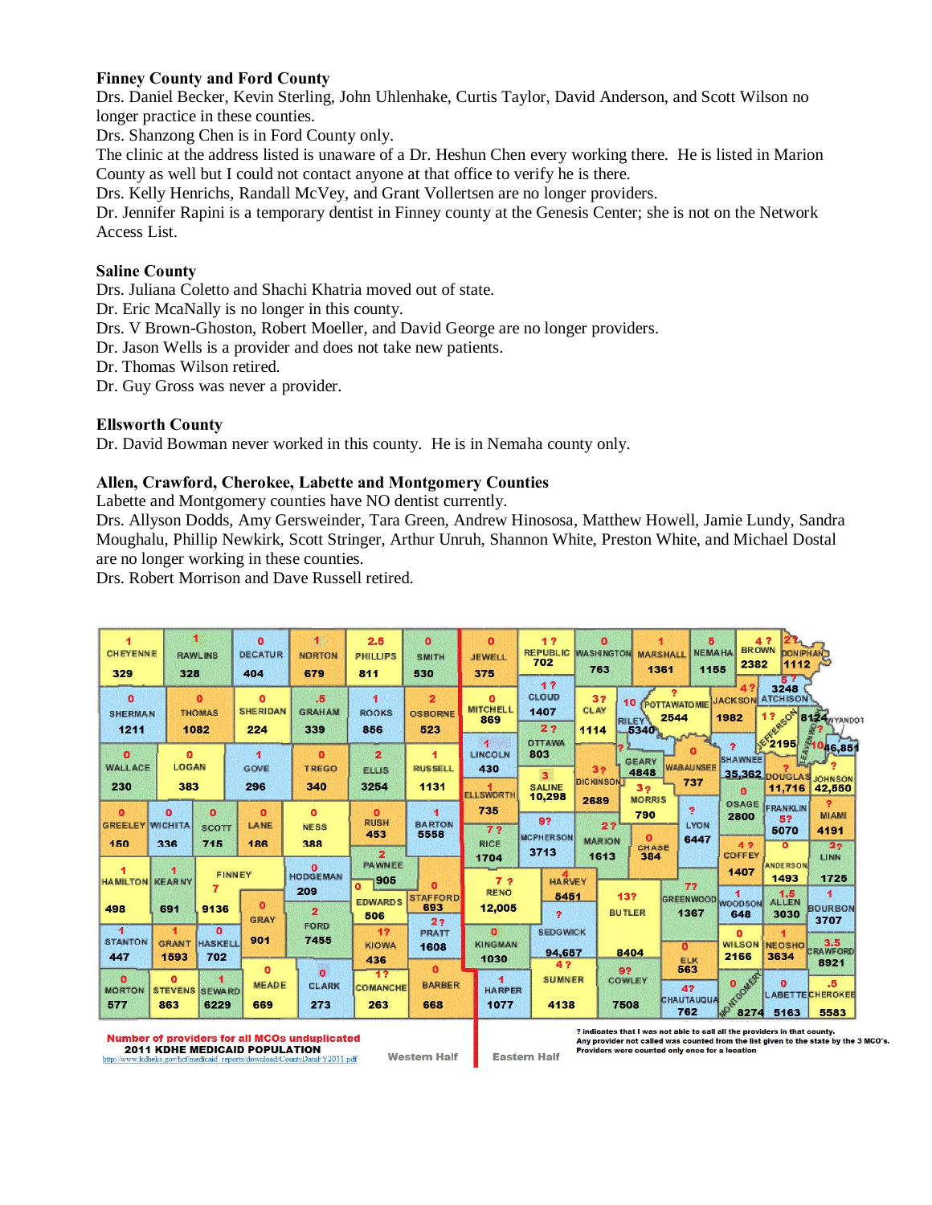**Finney County and Ford County**

Drs. Daniel Becker, Kevin Sterling, John Uhlenhake, Curtis Taylor, David Anderson, and Scott Wilson no longer practice in these counties.

Drs. Shanzong Chen is in Ford County only.

The clinic at the address listed is unaware of a Dr. Heshun Chen every working there. He is listed in Marion County as well but I could not contact anyone at that office to verify he is there.

Drs. Kelly Henrichs, Randall McVey, and Grant Vollertsen are no longer providers.

Dr. Jennifer Rapini is a temporary dentist in Finney county at the Genesis Center; she is not on the Network Access List.

**Saline County**

Drs. Juliana Coletto and Shachi Khatria moved out of state.

Dr. Eric McaNally is no longer in this county.

Drs. V Brown-Ghoston, Robert Moeller, and David George are no longer providers.

Dr. Jason Wells is a provider and does not take new patients.

Dr. Thomas Wilson retired.

Dr. Guy Gross was never a provider.

**Ellsworth County**

Dr. David Bowman never worked in this county. He is in Nemaha county only.

**Allen, Crawford, Cherokee, Labette and Montgomery Counties**

Labette and Montgomery counties have NO dentist currently.

Drs. Allyson Dodds, Amy Gersweinder, Tara Green, Andrew Hinososa, Matthew Howell, Jamie Lundy, Sandra Moughalu, Phillip Newkirk, Scott Stringer, Arthur Unruh, Shannon White, Preston White, and Michael Dostal are no longer working in these counties.

Drs. Robert Morrison and Dave Russell retired.

CHEYENNE 1 329
RAWLINS 1 328
DECATUR 0 404
NORTON 1 679
PHILLIPS 2.5 811
SMITH 0 530
JEWELL 0 375
REPUBLIC 1 ? 702
WASHINGTON 0 763
MARSHALL 1 1361
NEMAHA 5 1155
BROWN 4 ? 2382
DONIPHAN 2? 1112
SHERMAN 0 1211
THOMAS 0 1082
SHERIDAN 0 224
GRAHAM .5 339
ROOKS 1 856
OSBORNE 2 523
MITCHELL 0 869
CLOUD 1 ? 1407
CLAY 3? 1114
RILEY 10 5340
POTTAWATOMIE ? 2544
JACKSON 4? 1982
ATCHISON 5 ? 3248
JEFFERSON 1? 2195
LEAVENWORTH 2? 8124
WYANDOTTE 10 46,851
WALLACE 0 230
LOGAN 0 383
GOVE 1 296
TREGO 0 340
ELLIS 2 3254
RUSSELL 1 1131
LINCOLN 1 430
OTTAWA 2 ? 803
GEARY ? 4848
WABAUNSEE 0 737
SHAWNEE ? 35,362
DOUGLAS ? 11,716
JOHNSON ? 42,550
GREELEY 0 150
WICHITA 0 336
SCOTT 0 715
LANE 0 186
NESS 0 388
RUSH 0 453
BARTON 1 5558
ELLSWORTH 1 735
SALINE 3 10,298
DICKINSON 3? 2689
MORRIS 3? 790
LYON ? 6447
OSAGE 0 2800
FRANKLIN 5? 5070
MIAMI ? 4191
HAMILTON 1 498
KEARNY 1 691
FINNEY 7 9136
HODGEMAN 0 209
PAWNEE 2 905
EDWARDS 0 506
STAFFORD 0 693
RICE 7 ? 1704
MCPHERSON 9? 3713
MARION 2? 1613
CHASE 0 384
COFFEY 4 ? 1407
ANDERSON 0 1493
LINN 2? 1725
RENO 7 ? 12,005
HARVEY 4 5451
BUTLER 13? 8404
GREENWOOD 7? 1367
WOODSON 1 648
ALLEN 1.5 3030
BOURBON 1 3707
STANTON 1 447
GRANT 1 1593
HASKELL 0 702
GRAY 0 901
FORD 2 7455
KIOWA 1? 436
PRATT 2 ? 1608
KINGMAN 0 1030
SEDGWICK ? 94,657
ELK 0 563
WILSON 0 2166
NEOSHO 1 3634
CRAWFORD 3.5 8921
MORTON 0 577
STEVENS 0 863
SEWARD 1 6229
MEADE 0 669
CLARK 0 273
COMANCHE 1 ? 263
BARBER 0 668
HARPER 1 1077
SUMNER 4 ? 4138
COWLEY 9? 7508
CHAUTAUQUA 4? 762
MONTGOMERY 0 8274
LABETTE 0 5163
CHEROKEE .5 5583

Number of providers for all MCOs unduplicated
2011 KDHE MEDICAID POPULATION
http://www.kdheks.gov/hcf/medicaid_reports/download/CountyDataFY2011.pdf
Western Half
Eastern Half

? indicates that I was not able to call all the providers in that county.
Any provider not called was counted from the list given to the state by the 3 MCO's.
Providers were counted only once for a location